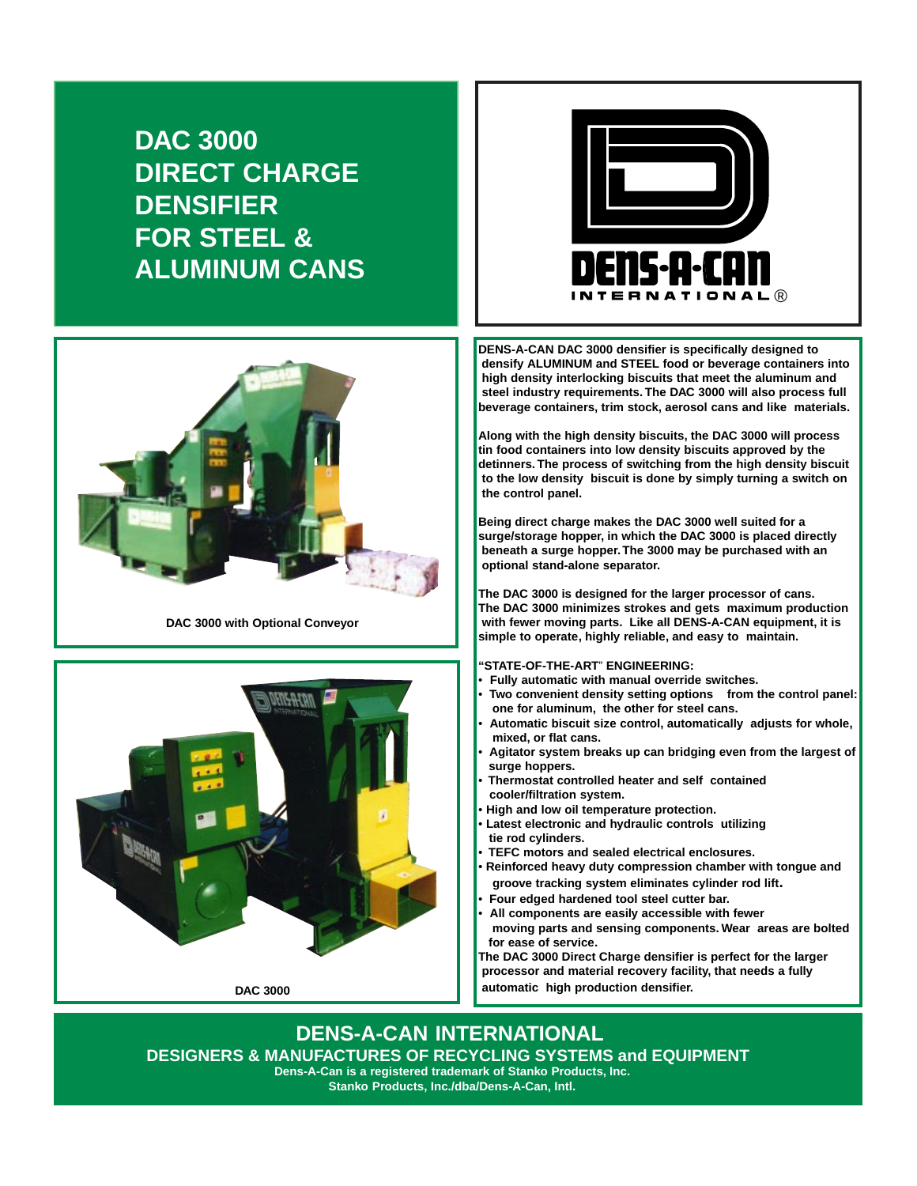# DAC 3000 DIRECT CHARGE DENSIFIER FOR STEEL & ALUMINUM CANS

DENS-A-CAN INTERNATIONAL®

DAC 3000 with Optional Conveyor

DAC 3000

**DENS-A-CAN DAC 3000 densifier is specifically designed to densify ALUMINUM and STEEL food or beverage containers into high density interlocking biscuits that meet the aluminum and steel industry requirements. The DAC 3000 will also process full beverage containers, trim stock, aerosol cans and like materials.**

**Along with the high density biscuits, the DAC 3000 will process tin food containers into low density biscuits approved by the detinners. The process of switching from the high density biscuit to the low density biscuit is done by simply turning a switch on the control panel.**

**Being direct charge makes the DAC 3000 well suited for a surge/storage hopper, in which the DAC 3000 is placed directly beneath a surge hopper. The 3000 may be purchased with an optional stand-alone separator.**

**The DAC 3000 is designed for the larger processor of cans. The DAC 3000 minimizes strokes and gets maximum production with fewer moving parts. Like all DENS-A-CAN equipment, it is simple to operate, highly reliable, and easy to maintain.**

**"STATE-OF-THE-ART" ENGINEERING:**

- Fully automatic with manual override switches.
- Two convenient density setting options from the control panel: one for aluminum, the other for steel cans.
- Automatic biscuit size control, automatically adjusts for whole, mixed, or flat cans.
- Agitator system breaks up can bridging even from the largest of surge hoppers.
- Thermostat controlled heater and self contained cooler/filtration system.
- High and low oil temperature protection.
- Latest electronic and hydraulic controls utilizing tie rod cylinders.
- TEFC motors and sealed electrical enclosures.
- Reinforced heavy duty compression chamber with tongue and groove tracking system eliminates cylinder rod lift.
- Four edged hardened tool steel cutter bar.
- All components are easily accessible with fewer moving parts and sensing components. Wear areas are bolted for ease of service.

**The DAC 3000 Direct Charge densifier is perfect for the larger processor and material recovery facility, that needs a fully automatic high production densifier.**

## DENS-A-CAN INTERNATIONAL

### DESIGNERS & MANUFACTURES OF RECYCLING SYSTEMS and EQUIPMENT

**Dens-A-Can is a registered trademark of Stanko Products, Inc.**
**Stanko Products, Inc./dba/Dens-A-Can, Intl.**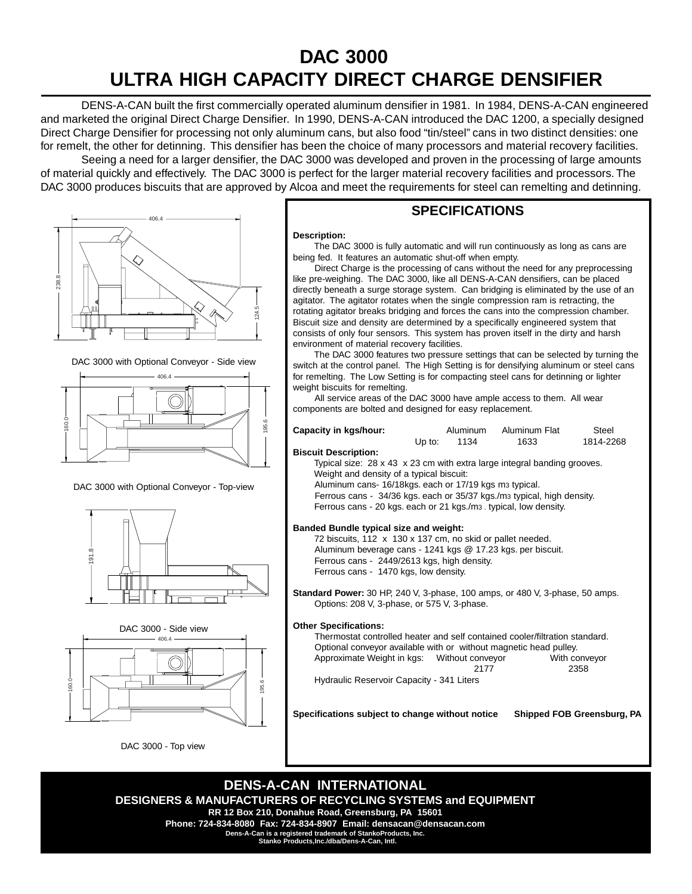# DAC 3000
# ULTRA HIGH CAPACITY DIRECT CHARGE DENSIFIER

DENS-A-CAN built the first commercially operated aluminum densifier in 1981. In 1984, DENS-A-CAN engineered and marketed the original Direct Charge Densifier. In 1990, DENS-A-CAN introduced the DAC 1200, a specially designed Direct Charge Densifier for processing not only aluminum cans, but also food “tin/steel” cans in two distinct densities: one for remelt, the other for detinning. This densifier has been the choice of many processors and material recovery facilities.

Seeing a need for a larger densifier, the DAC 3000 was developed and proven in the processing of large amounts of material quickly and effectively. The DAC 3000 is perfect for the larger material recovery facilities and processors. The DAC 3000 produces biscuits that are approved by Alcoa and meet the requirements for steel can remelting and detinning.

406.4
238.8
124.5

DAC 3000 with Optional Conveyor - Side view

406.4
160.0
195.6

DAC 3000 with Optional Conveyor - Top-view

191.8

DAC 3000 - Side view

406.4
160.0
195.6

DAC 3000 - Top view

## SPECIFICATIONS

**Description:**

The DAC 3000 is fully automatic and will run continuously as long as cans are being fed. It features an automatic shut-off when empty.

Direct Charge is the processing of cans without the need for any preprocessing like pre-weighing. The DAC 3000, like all DENS-A-CAN densifiers, can be placed directly beneath a surge storage system. Can bridging is eliminated by the use of an agitator. The agitator rotates when the single compression ram is retracting, the rotating agitator breaks bridging and forces the cans into the compression chamber. Biscuit size and density are determined by a specifically engineered system that consists of only four sensors. This system has proven itself in the dirty and harsh environment of material recovery facilities.

The DAC 3000 features two pressure settings that can be selected by turning the switch at the control panel. The High Setting is for densifying aluminum or steel cans for remelting. The Low Setting is for compacting steel cans for detinning or lighter weight biscuits for remelting.

All service areas of the DAC 3000 have ample access to them. All wear components are bolted and designed for easy replacement.

| **Capacity in kgs/hour:** | | Aluminum | Aluminum Flat | Steel |
|---|---|---|---|---|
| | Up to: | 1134 | 1633 | 1814-2268 |

**Biscuit Description:**

Typical size: 28 x 43 x 23 cm with extra large integral banding grooves.
Weight and density of a typical biscuit:
Aluminum cans- 16/18kgs. each or 17/19 kgs $m^3$ typical.
Ferrous cans - 34/36 kgs. each or 35/37 kgs./$m^3$ typical, high density.
Ferrous cans - 20 kgs. each or 21 kgs./$m^3$. typical, low density.

**Banded Bundle typical size and weight:**

72 biscuits, 112 x 130 x 137 cm, no skid or pallet needed.
Aluminum beverage cans - 1241 kgs @ 17.23 kgs. per biscuit.
Ferrous cans - 2449/2613 kgs, high density.
Ferrous cans - 1470 kgs, low density.

**Standard Power:** 30 HP, 240 V, 3-phase, 100 amps, or 480 V, 3-phase, 50 amps.
Options: 208 V, 3-phase, or 575 V, 3-phase.

**Other Specifications:**

Thermostat controlled heater and self contained cooler/filtration standard.
Optional conveyor available with or without magnetic head pulley.

| | Without conveyor | With conveyor |
|---|---|---|
| Approximate Weight in kgs: | 2177 | 2358 |

Hydraulic Reservoir Capacity - 341 Liters

**Specifications subject to change without notice** **Shipped FOB Greensburg, PA**

**DENS-A-CAN INTERNATIONAL**
**DESIGNERS & MANUFACTURERS OF RECYCLING SYSTEMS and EQUIPMENT**
**RR 12 Box 210, Donahue Road, Greensburg, PA 15601**
**Phone: 724-834-8080 Fax: 724-834-8907 Email: densacan@densacan.com**
Dens-A-Can is a registered trademark of StankoProducts, Inc.
Stanko Products,Inc./dba/Dens-A-Can, Intl.